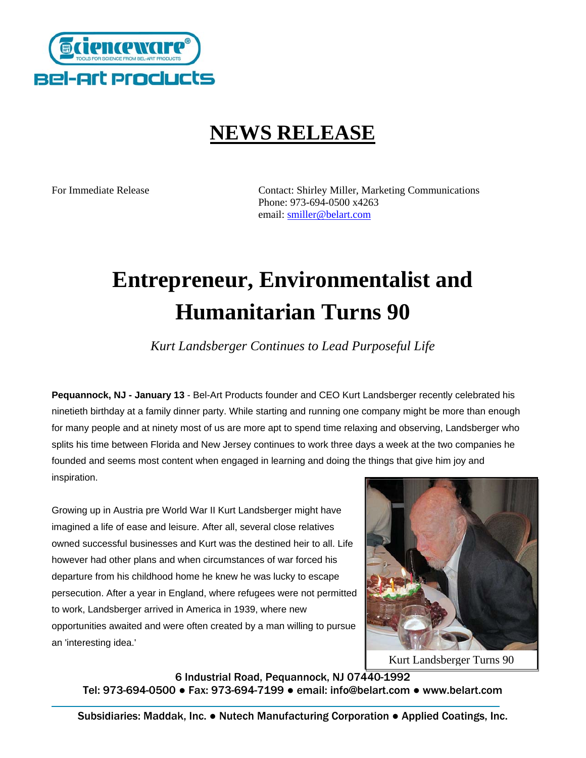Scienceware®
TOOLS FOR SCIENCE FROM BEL-ART PRODUCTS
Bel-Art Products

# NEWS RELEASE

For Immediate Release

Contact: Shirley Miller, Marketing Communications
Phone: 973-694-0500 x4263
email: smiller@belart.com

# Entrepreneur, Environmentalist and Humanitarian Turns 90

*Kurt Landsberger Continues to Lead Purposeful Life*

**Pequannock, NJ - January 13** - Bel-Art Products founder and CEO Kurt Landsberger recently celebrated his ninetieth birthday at a family dinner party. While starting and running one company might be more than enough for many people and at ninety most of us are more apt to spend time relaxing and observing, Landsberger who splits his time between Florida and New Jersey continues to work three days a week at the two companies he founded and seems most content when engaged in learning and doing the things that give him joy and inspiration.

Growing up in Austria pre World War II Kurt Landsberger might have imagined a life of ease and leisure. After all, several close relatives owned successful businesses and Kurt was the destined heir to all. Life however had other plans and when circumstances of war forced his departure from his childhood home he knew he was lucky to escape persecution. After a year in England, where refugees were not permitted to work, Landsberger arrived in America in 1939, where new opportunities awaited and were often created by a man willing to pursue an 'interesting idea.'

Kurt Landsberger Turns 90

6 Industrial Road, Pequannock, NJ 07440-1992
Tel: 973-694-0500 ● Fax: 973-694-7199 ● email: info@belart.com ● www.belart.com

Subsidiaries: Maddak, Inc. ● Nutech Manufacturing Corporation ● Applied Coatings, Inc.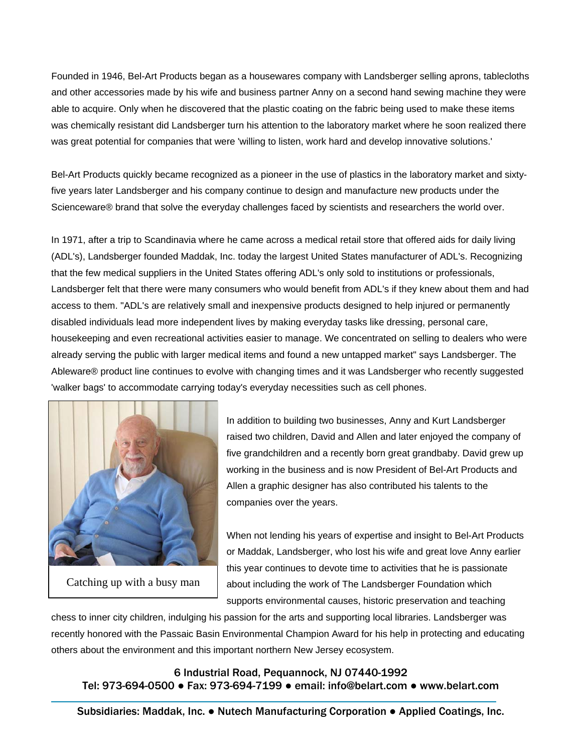Founded in 1946, Bel-Art Products began as a housewares company with Landsberger selling aprons, tablecloths and other accessories made by his wife and business partner Anny on a second hand sewing machine they were able to acquire. Only when he discovered that the plastic coating on the fabric being used to make these items was chemically resistant did Landsberger turn his attention to the laboratory market where he soon realized there was great potential for companies that were 'willing to listen, work hard and develop innovative solutions.'

Bel-Art Products quickly became recognized as a pioneer in the use of plastics in the laboratory market and sixty-five years later Landsberger and his company continue to design and manufacture new products under the Scienceware® brand that solve the everyday challenges faced by scientists and researchers the world over.

In 1971, after a trip to Scandinavia where he came across a medical retail store that offered aids for daily living (ADL's), Landsberger founded Maddak, Inc. today the largest United States manufacturer of ADL's. Recognizing that the few medical suppliers in the United States offering ADL's only sold to institutions or professionals, Landsberger felt that there were many consumers who would benefit from ADL's if they knew about them and had access to them. "ADL's are relatively small and inexpensive products designed to help injured or permanently disabled individuals lead more independent lives by making everyday tasks like dressing, personal care, housekeeping and even recreational activities easier to manage. We concentrated on selling to dealers who were already serving the public with larger medical items and found a new untapped market" says Landsberger. The Ableware® product line continues to evolve with changing times and it was Landsberger who recently suggested 'walker bags' to accommodate carrying today's everyday necessities such as cell phones.

Catching up with a busy man

In addition to building two businesses, Anny and Kurt Landsberger raised two children, David and Allen and later enjoyed the company of five grandchildren and a recently born great grandbaby. David grew up working in the business and is now President of Bel-Art Products and Allen a graphic designer has also contributed his talents to the companies over the years.

When not lending his years of expertise and insight to Bel-Art Products or Maddak, Landsberger, who lost his wife and great love Anny earlier this year continues to devote time to activities that he is passionate about including the work of The Landsberger Foundation which supports environmental causes, historic preservation and teaching chess to inner city children, indulging his passion for the arts and supporting local libraries. Landsberger was recently honored with the Passaic Basin Environmental Champion Award for his help in protecting and educating others about the environment and this important northern New Jersey ecosystem.

**6 Industrial Road, Pequannock, NJ 07440-1992**
**Tel: 973-694-0500 ● Fax: 973-694-7199 ● email: info@belart.com ● www.belart.com**

**Subsidiaries: Maddak, Inc. ● Nutech Manufacturing Corporation ● Applied Coatings, Inc.**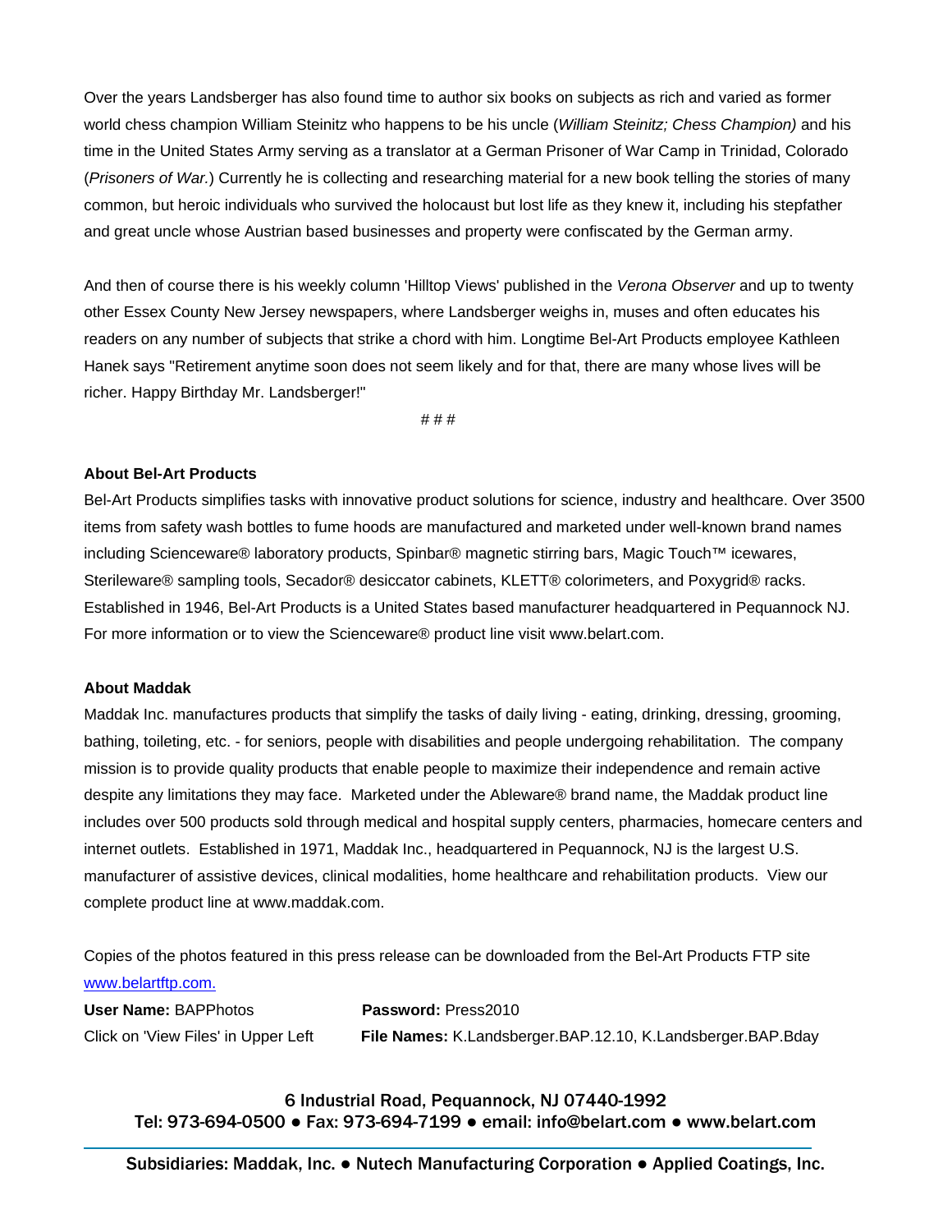Over the years Landsberger has also found time to author six books on subjects as rich and varied as former world chess champion William Steinitz who happens to be his uncle (*William Steinitz; Chess Champion)* and his time in the United States Army serving as a translator at a German Prisoner of War Camp in Trinidad, Colorado (*Prisoners of War.*) Currently he is collecting and researching material for a new book telling the stories of many common, but heroic individuals who survived the holocaust but lost life as they knew it, including his stepfather and great uncle whose Austrian based businesses and property were confiscated by the German army.

And then of course there is his weekly column 'Hilltop Views' published in the *Verona Observer* and up to twenty other Essex County New Jersey newspapers, where Landsberger weighs in, muses and often educates his readers on any number of subjects that strike a chord with him. Longtime Bel-Art Products employee Kathleen Hanek says "Retirement anytime soon does not seem likely and for that, there are many whose lives will be richer. Happy Birthday Mr. Landsberger!"

# # #

**About Bel-Art Products**

Bel-Art Products simplifies tasks with innovative product solutions for science, industry and healthcare. Over 3500 items from safety wash bottles to fume hoods are manufactured and marketed under well-known brand names including Scienceware® laboratory products, Spinbar® magnetic stirring bars, Magic Touch™ icewares, Sterileware® sampling tools, Secador® desiccator cabinets, KLETT® colorimeters, and Poxygrid® racks. Established in 1946, Bel-Art Products is a United States based manufacturer headquartered in Pequannock NJ. For more information or to view the Scienceware® product line visit www.belart.com.

**About Maddak**

Maddak Inc. manufactures products that simplify the tasks of daily living - eating, drinking, dressing, grooming, bathing, toileting, etc. - for seniors, people with disabilities and people undergoing rehabilitation. The company mission is to provide quality products that enable people to maximize their independence and remain active despite any limitations they may face. Marketed under the Ableware® brand name, the Maddak product line includes over 500 products sold through medical and hospital supply centers, pharmacies, homecare centers and internet outlets. Established in 1971, Maddak Inc., headquartered in Pequannock, NJ is the largest U.S. manufacturer of assistive devices, clinical modalities, home healthcare and rehabilitation products. View our complete product line at www.maddak.com.

Copies of the photos featured in this press release can be downloaded from the Bel-Art Products FTP site [www.belartftp.com.](http://www.belartftp.com)

**User Name:** BAPPhotos **Password:** Press2010

Click on 'View Files' in Upper Left **File Names:** K.Landsberger.BAP.12.10, K.Landsberger.BAP.Bday

6 Industrial Road, Pequannock, NJ 07440-1992
Tel: 973-694-0500 ● Fax: 973-694-7199 ● email: info@belart.com ● www.belart.com

Subsidiaries: Maddak, Inc. ● Nutech Manufacturing Corporation ● Applied Coatings, Inc.